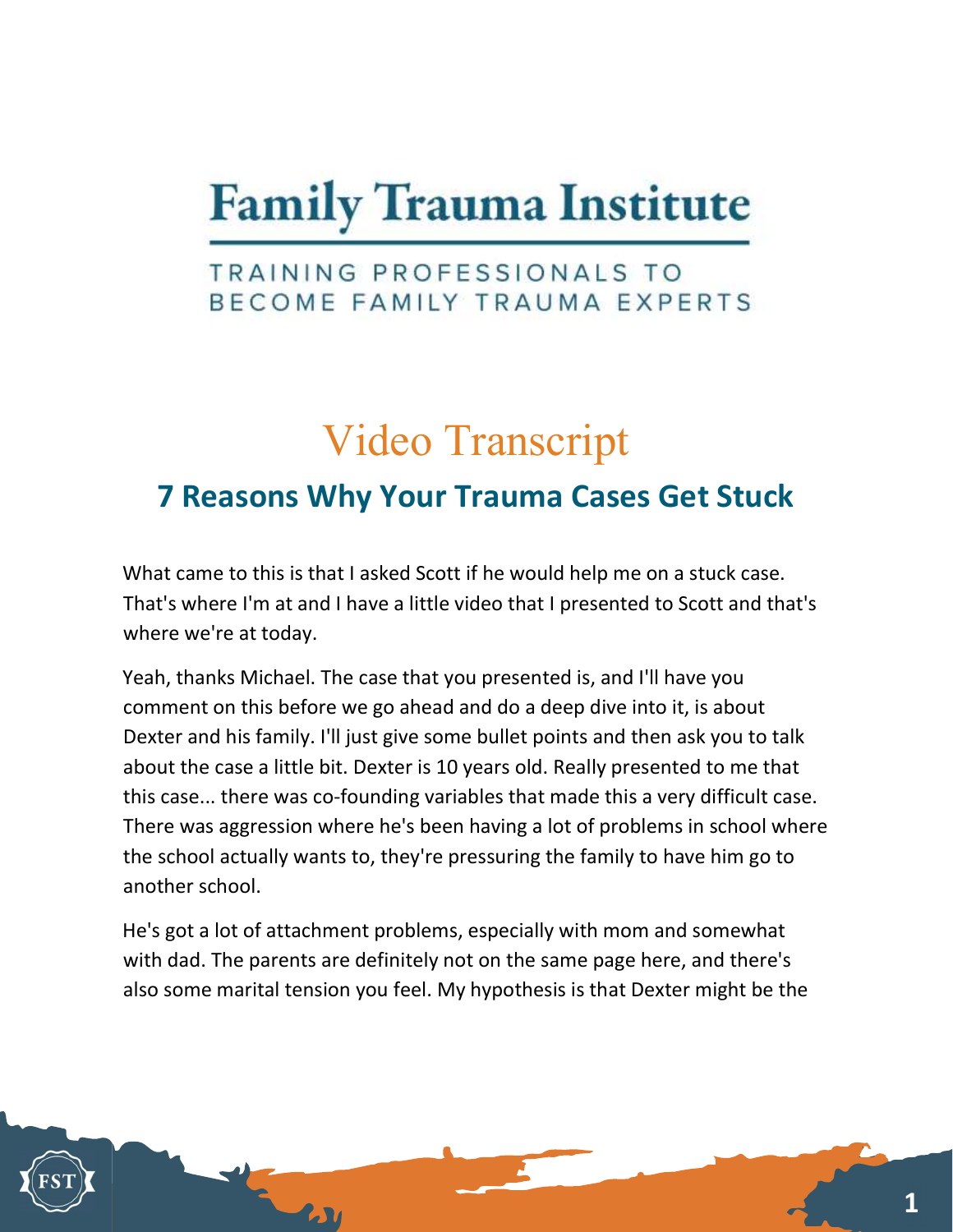# Family Trauma Institute

TRAINING PROFESSIONALS TO BECOME FAMILY TRAUMA EXPERTS

## Video Transcript

### 7 Reasons Why Your Trauma Cases Get Stuck

What came to this is that I asked Scott if he would help me on a stuck case. That's where I'm at and I have a little video that I presented to Scott and that's where we're at today.

Yeah, thanks Michael. The case that you presented is, and I'll have you comment on this before we go ahead and do a deep dive into it, is about Dexter and his family. I'll just give some bullet points and then ask you to talk about the case a little bit. Dexter is 10 years old. Really presented to me that this case... there was co-founding variables that made this a very difficult case. There was aggression where he's been having a lot of problems in school where the school actually wants to, they're pressuring the family to have him go to another school.

He's got a lot of attachment problems, especially with mom and somewhat with dad. The parents are definitely not on the same page here, and there's also some marital tension you feel. My hypothesis is that Dexter might be the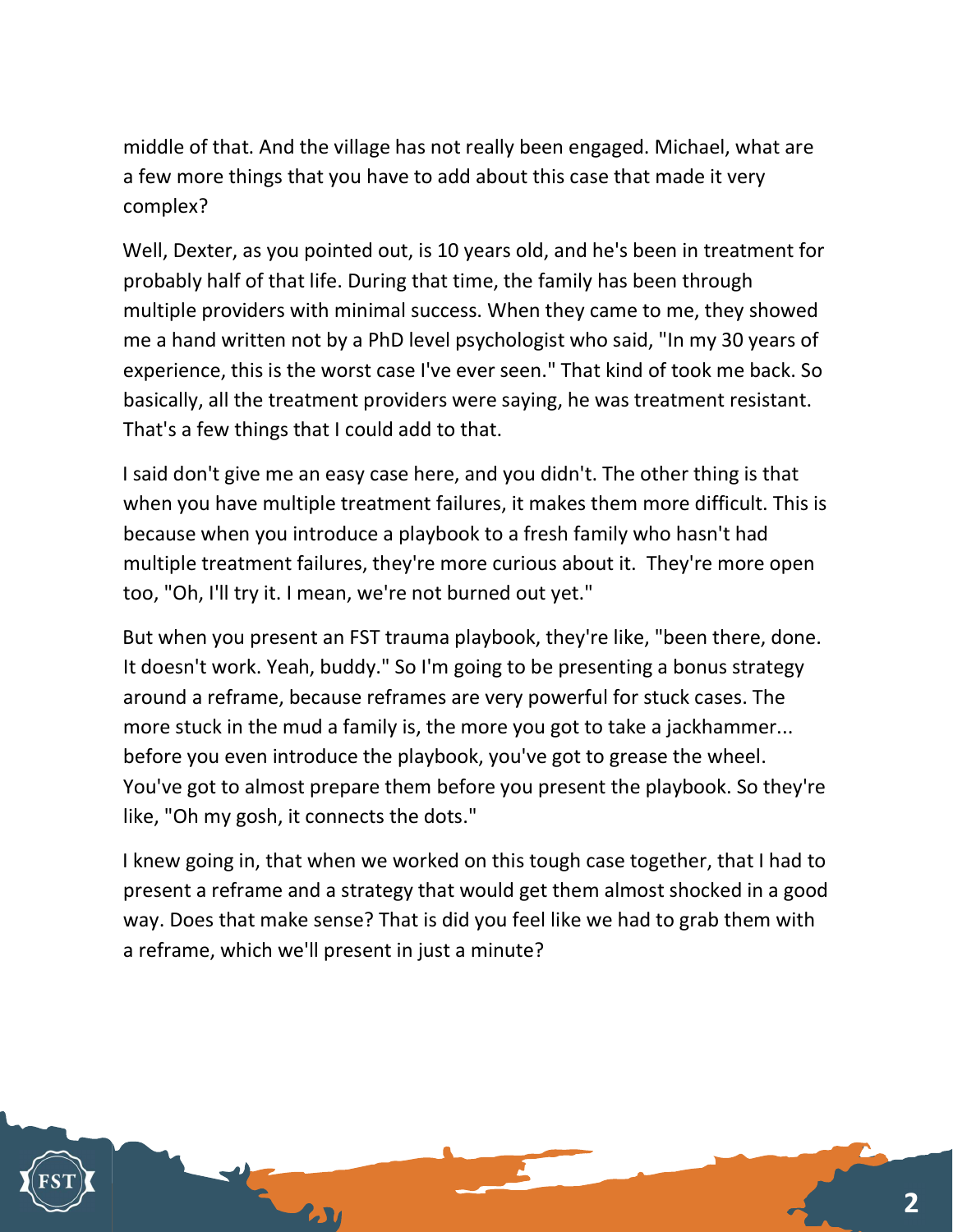middle of that. And the village has not really been engaged. Michael, what are a few more things that you have to add about this case that made it very complex?

Well, Dexter, as you pointed out, is 10 years old, and he's been in treatment for probably half of that life. During that time, the family has been through multiple providers with minimal success. When they came to me, they showed me a hand written not by a PhD level psychologist who said, "In my 30 years of experience, this is the worst case I've ever seen." That kind of took me back. So basically, all the treatment providers were saying, he was treatment resistant. That's a few things that I could add to that.

I said don't give me an easy case here, and you didn't. The other thing is that when you have multiple treatment failures, it makes them more difficult. This is because when you introduce a playbook to a fresh family who hasn't had multiple treatment failures, they're more curious about it. They're more open too, "Oh, I'll try it. I mean, we're not burned out yet."

But when you present an FST trauma playbook, they're like, "been there, done. It doesn't work. Yeah, buddy." So I'm going to be presenting a bonus strategy around a reframe, because reframes are very powerful for stuck cases. The more stuck in the mud a family is, the more you got to take a jackhammer... before you even introduce the playbook, you've got to grease the wheel. You've got to almost prepare them before you present the playbook. So they're like, "Oh my gosh, it connects the dots."

I knew going in, that when we worked on this tough case together, that I had to present a reframe and a strategy that would get them almost shocked in a good way. Does that make sense? That is did you feel like we had to grab them with a reframe, which we'll present in just a minute?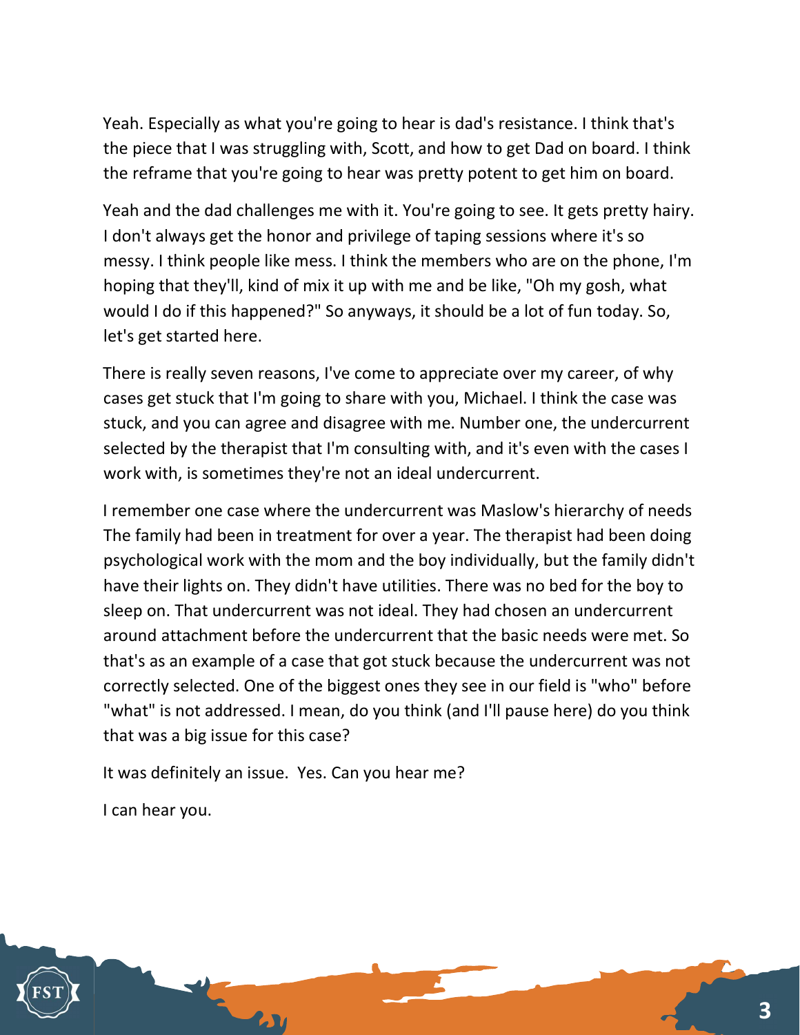Yeah. Especially as what you're going to hear is dad's resistance. I think that's the piece that I was struggling with, Scott, and how to get Dad on board. I think the reframe that you're going to hear was pretty potent to get him on board.

Yeah and the dad challenges me with it. You're going to see. It gets pretty hairy. I don't always get the honor and privilege of taping sessions where it's so messy. I think people like mess. I think the members who are on the phone, I'm hoping that they'll, kind of mix it up with me and be like, "Oh my gosh, what would I do if this happened?" So anyways, it should be a lot of fun today. So, let's get started here.

There is really seven reasons, I've come to appreciate over my career, of why cases get stuck that I'm going to share with you, Michael. I think the case was stuck, and you can agree and disagree with me. Number one, the undercurrent selected by the therapist that I'm consulting with, and it's even with the cases I work with, is sometimes they're not an ideal undercurrent.

I remember one case where the undercurrent was Maslow's hierarchy of needs The family had been in treatment for over a year. The therapist had been doing psychological work with the mom and the boy individually, but the family didn't have their lights on. They didn't have utilities. There was no bed for the boy to sleep on. That undercurrent was not ideal. They had chosen an undercurrent around attachment before the undercurrent that the basic needs were met. So that's as an example of a case that got stuck because the undercurrent was not correctly selected. One of the biggest ones they see in our field is "who" before "what" is not addressed. I mean, do you think (and I'll pause here) do you think that was a big issue for this case?

It was definitely an issue. Yes. Can you hear me?

I can hear you.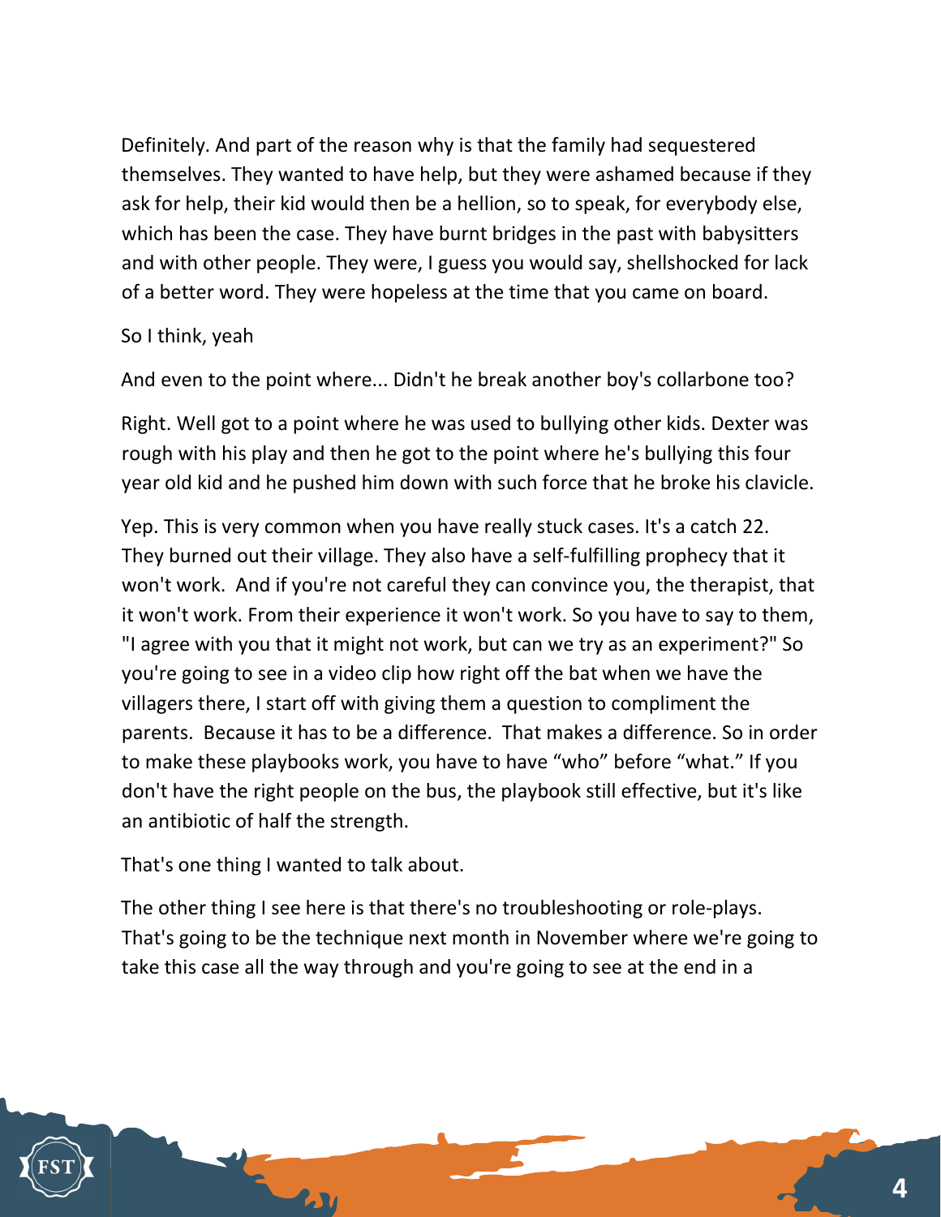Definitely. And part of the reason why is that the family had sequestered themselves. They wanted to have help, but they were ashamed because if they ask for help, their kid would then be a hellion, so to speak, for everybody else, which has been the case. They have burnt bridges in the past with babysitters and with other people. They were, I guess you would say, shellshocked for lack of a better word. They were hopeless at the time that you came on board.

So I think, yeah

And even to the point where... Didn't he break another boy's collarbone too?

Right. Well got to a point where he was used to bullying other kids. Dexter was rough with his play and then he got to the point where he's bullying this four year old kid and he pushed him down with such force that he broke his clavicle.

Yep. This is very common when you have really stuck cases. It's a catch 22. They burned out their village. They also have a self-fulfilling prophecy that it won't work. And if you're not careful they can convince you, the therapist, that it won't work. From their experience it won't work. So you have to say to them, "I agree with you that it might not work, but can we try as an experiment?" So you're going to see in a video clip how right off the bat when we have the villagers there, I start off with giving them a question to compliment the parents. Because it has to be a difference. That makes a difference. So in order to make these playbooks work, you have to have "who" before "what." If you don't have the right people on the bus, the playbook still effective, but it's like an antibiotic of half the strength.

That's one thing I wanted to talk about.

The other thing I see here is that there's no troubleshooting or role-plays. That's going to be the technique next month in November where we're going to take this case all the way through and you're going to see at the end in a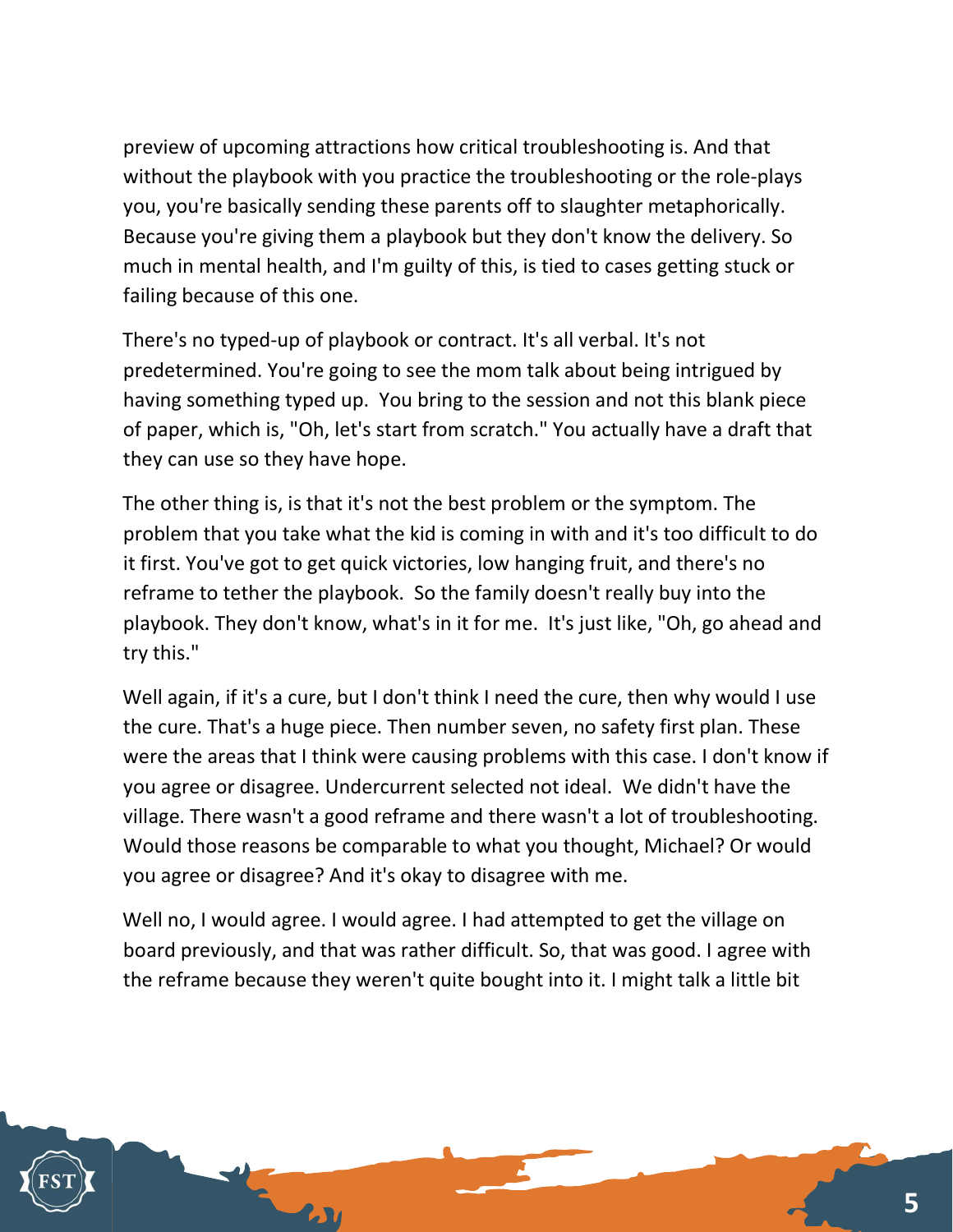preview of upcoming attractions how critical troubleshooting is. And that without the playbook with you practice the troubleshooting or the role-plays you, you're basically sending these parents off to slaughter metaphorically. Because you're giving them a playbook but they don't know the delivery. So much in mental health, and I'm guilty of this, is tied to cases getting stuck or failing because of this one.

There's no typed-up of playbook or contract. It's all verbal. It's not predetermined. You're going to see the mom talk about being intrigued by having something typed up. You bring to the session and not this blank piece of paper, which is, "Oh, let's start from scratch." You actually have a draft that they can use so they have hope.

The other thing is, is that it's not the best problem or the symptom. The problem that you take what the kid is coming in with and it's too difficult to do it first. You've got to get quick victories, low hanging fruit, and there's no reframe to tether the playbook. So the family doesn't really buy into the playbook. They don't know, what's in it for me. It's just like, "Oh, go ahead and try this."

Well again, if it's a cure, but I don't think I need the cure, then why would I use the cure. That's a huge piece. Then number seven, no safety first plan. These were the areas that I think were causing problems with this case. I don't know if you agree or disagree. Undercurrent selected not ideal. We didn't have the village. There wasn't a good reframe and there wasn't a lot of troubleshooting. Would those reasons be comparable to what you thought, Michael? Or would you agree or disagree? And it's okay to disagree with me.

Well no, I would agree. I would agree. I had attempted to get the village on board previously, and that was rather difficult. So, that was good. I agree with the reframe because they weren't quite bought into it. I might talk a little bit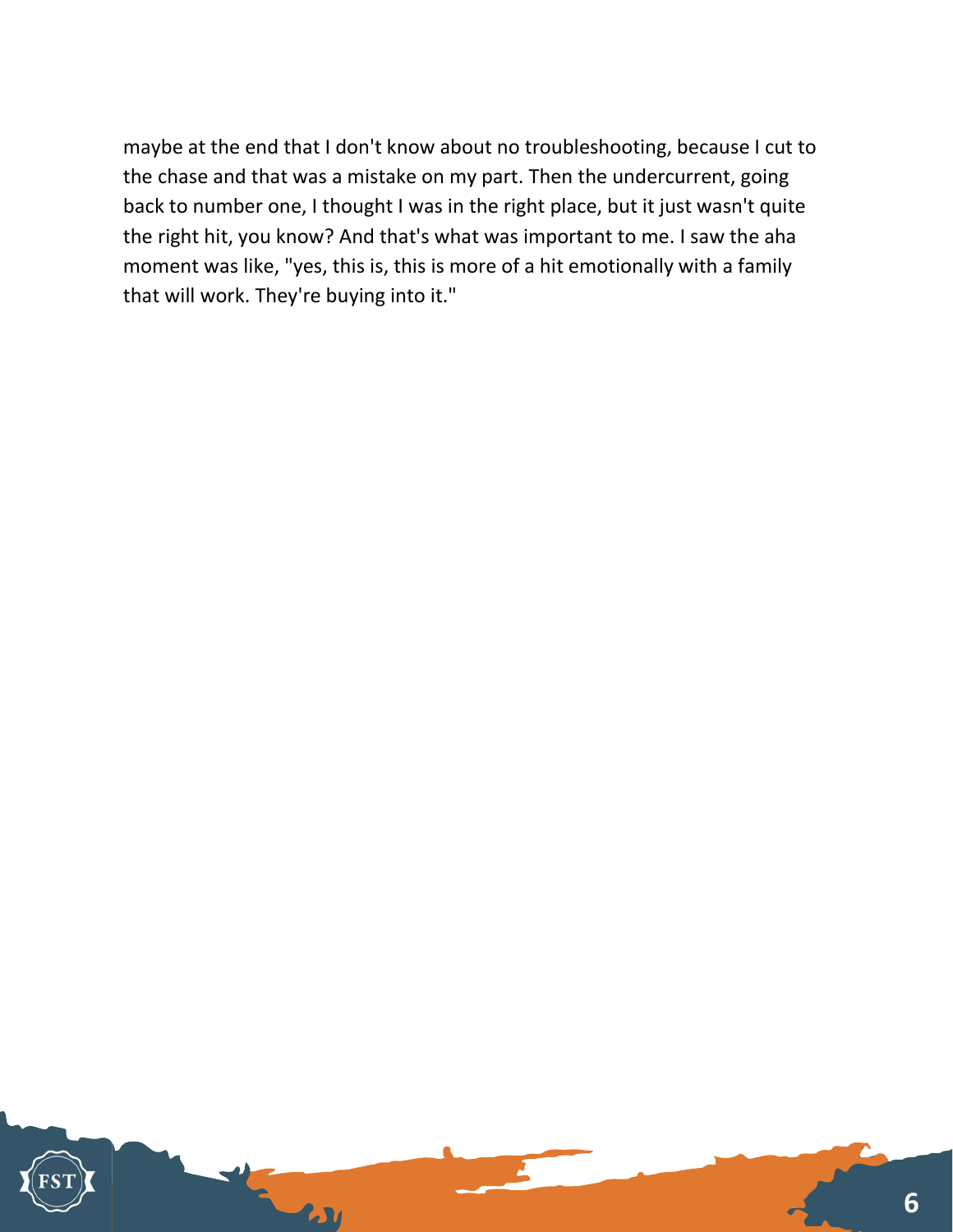maybe at the end that I don't know about no troubleshooting, because I cut to the chase and that was a mistake on my part. Then the undercurrent, going back to number one, I thought I was in the right place, but it just wasn't quite the right hit, you know? And that's what was important to me. I saw the aha moment was like, "yes, this is, this is more of a hit emotionally with a family that will work. They're buying into it."